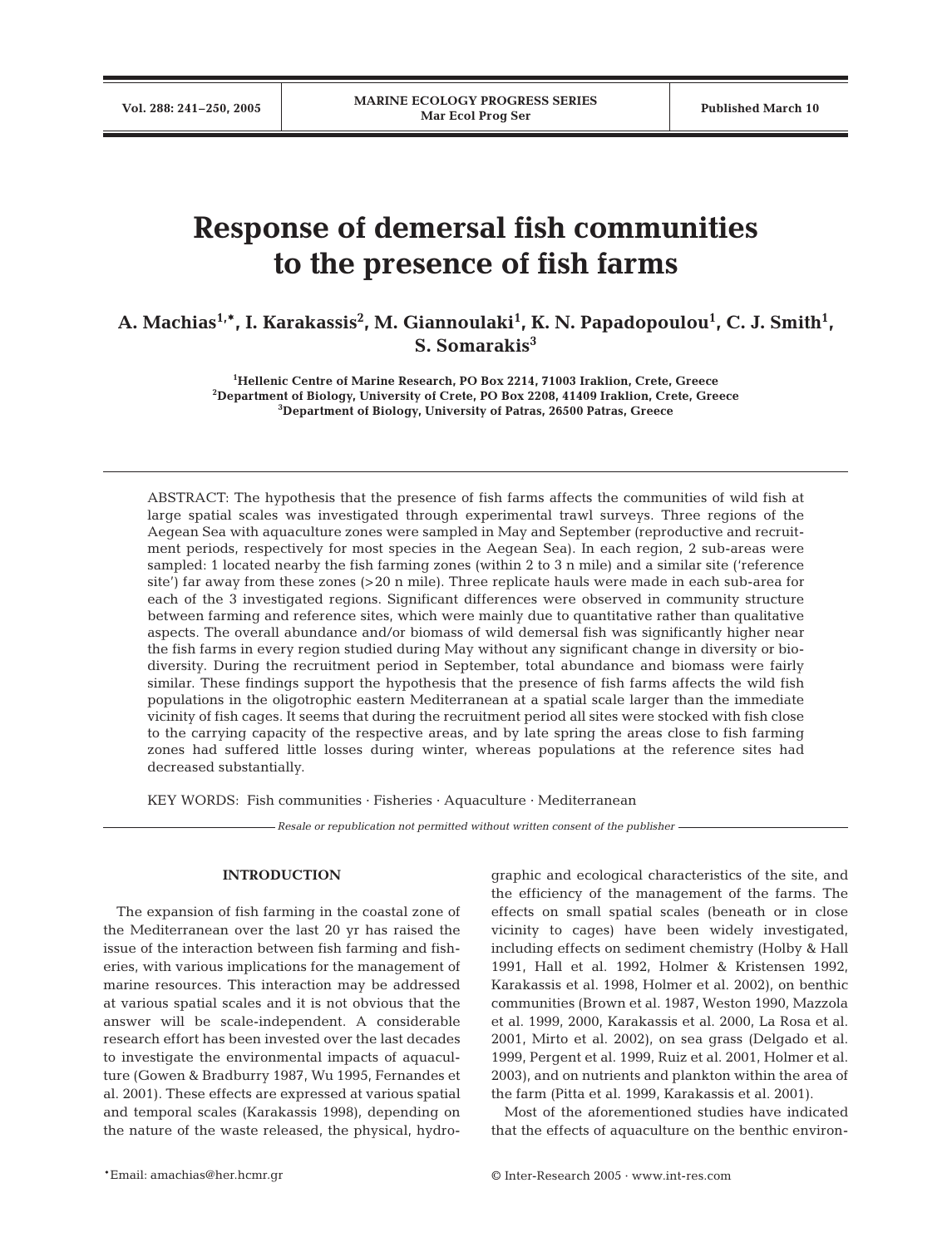# Response of demersal fish communities to the presence of fish farms

**A. Machias[1,*], I. Karakassis[2], M. Giannoulaki[1], K. N. Papadopoulou[1], C. J. Smith[1], S. Somarakis[3]**

[1]Hellenic Centre of Marine Research, PO Box 2214, 71003 Iraklion, Crete, Greece
[2]Department of Biology, University of Crete, PO Box 2208, 41409 Iraklion, Crete, Greece
[3]Department of Biology, University of Patras, 26500 Patras, Greece

ABSTRACT: The hypothesis that the presence of fish farms affects the communities of wild fish at large spatial scales was investigated through experimental trawl surveys. Three regions of the Aegean Sea with aquaculture zones were sampled in May and September (reproductive and recruitment periods, respectively for most species in the Aegean Sea). In each region, 2 sub-areas were sampled: 1 located nearby the fish farming zones (within 2 to 3 n mile) and a similar site ('reference site') far away from these zones (>20 n mile). Three replicate hauls were made in each sub-area for each of the 3 investigated regions. Significant differences were observed in community structure between farming and reference sites, which were mainly due to quantitative rather than qualitative aspects. The overall abundance and/or biomass of wild demersal fish was significantly higher near the fish farms in every region studied during May without any significant change in diversity or biodiversity. During the recruitment period in September, total abundance and biomass were fairly similar. These findings support the hypothesis that the presence of fish farms affects the wild fish populations in the oligotrophic eastern Mediterranean at a spatial scale larger than the immediate vicinity of fish cages. It seems that during the recruitment period all sites were stocked with fish close to the carrying capacity of the respective areas, and by late spring the areas close to fish farming zones had suffered little losses during winter, whereas populations at the reference sites had decreased substantially.

KEY WORDS: Fish communities · Fisheries · Aquaculture · Mediterranean

*Resale or republication not permitted without written consent of the publisher*

## INTRODUCTION

The expansion of fish farming in the coastal zone of the Mediterranean over the last 20 yr has raised the issue of the interaction between fish farming and fisheries, with various implications for the management of marine resources. This interaction may be addressed at various spatial scales and it is not obvious that the answer will be scale-independent. A considerable research effort has been invested over the last decades to investigate the environmental impacts of aquaculture (Gowen & Bradburry 1987, Wu 1995, Fernandes et al. 2001). These effects are expressed at various spatial and temporal scales (Karakassis 1998), depending on the nature of the waste released, the physical, hydrographic and ecological characteristics of the site, and the efficiency of the management of the farms. The effects on small spatial scales (beneath or in close vicinity to cages) have been widely investigated, including effects on sediment chemistry (Holby & Hall 1991, Hall et al. 1992, Holmer & Kristensen 1992, Karakassis et al. 1998, Holmer et al. 2002), on benthic communities (Brown et al. 1987, Weston 1990, Mazzola et al. 1999, 2000, Karakassis et al. 2000, La Rosa et al. 2001, Mirto et al. 2002), on sea grass (Delgado et al. 1999, Pergent et al. 1999, Ruiz et al. 2001, Holmer et al. 2003), and on nutrients and plankton within the area of the farm (Pitta et al. 1999, Karakassis et al. 2001).

Most of the aforementioned studies have indicated that the effects of aquaculture on the benthic environ-

*Email: amachias@her.hcmr.gr

© Inter-Research 2005 · www.int-res.com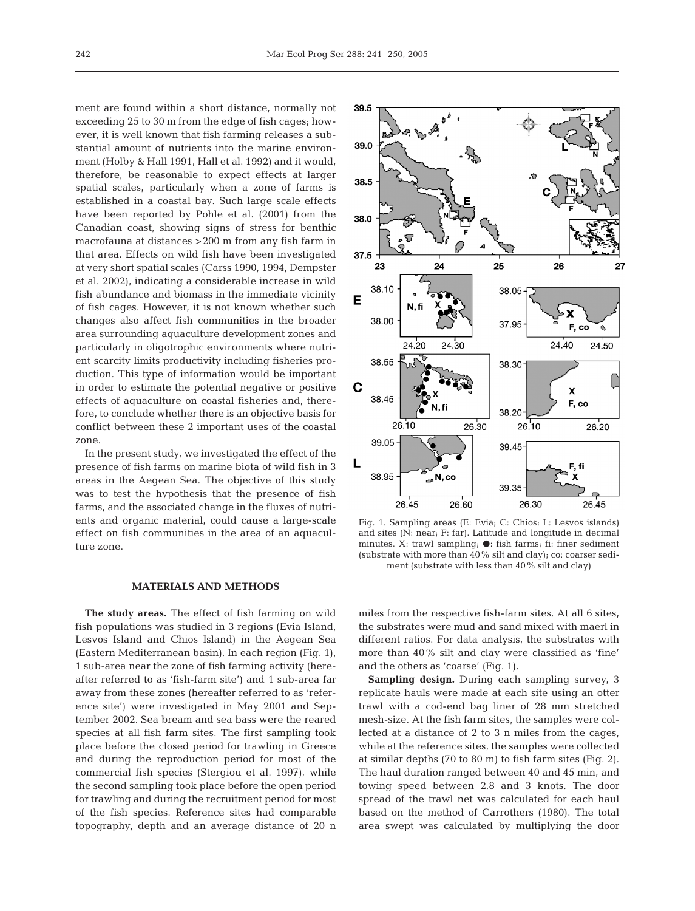ment are found within a short distance, normally not exceeding 25 to 30 m from the edge of fish cages; however, it is well known that fish farming releases a substantial amount of nutrients into the marine environment (Holby & Hall 1991, Hall et al. 1992) and it would, therefore, be reasonable to expect effects at larger spatial scales, particularly when a zone of farms is established in a coastal bay. Such large scale effects have been reported by Pohle et al. (2001) from the Canadian coast, showing signs of stress for benthic macrofauna at distances >200 m from any fish farm in that area. Effects on wild fish have been investigated at very short spatial scales (Carss 1990, 1994, Dempster et al. 2002), indicating a considerable increase in wild fish abundance and biomass in the immediate vicinity of fish cages. However, it is not known whether such changes also affect fish communities in the broader area surrounding aquaculture development zones and particularly in oligotrophic environments where nutrient scarcity limits productivity including fisheries production. This type of information would be important in order to estimate the potential negative or positive effects of aquaculture on coastal fisheries and, therefore, to conclude whether there is an objective basis for conflict between these 2 important uses of the coastal zone.

In the present study, we investigated the effect of the presence of fish farms on marine biota of wild fish in 3 areas in the Aegean Sea. The objective of this study was to test the hypothesis that the presence of fish farms, and the associated change in the fluxes of nutrients and organic material, could cause a large-scale effect on fish communities in the area of an aquaculture zone.

Fig. 1. Sampling areas (E: Evia; C: Chios; L: Lesvos islands) and sites (N: near; F: far). Latitude and longitude in decimal minutes. X: trawl sampling; ●: fish farms; fi: finer sediment (substrate with more than 40% silt and clay); co: coarser sediment (substrate with less than 40% silt and clay)

## MATERIALS AND METHODS

**The study areas.** The effect of fish farming on wild fish populations was studied in 3 regions (Evia Island, Lesvos Island and Chios Island) in the Aegean Sea (Eastern Mediterranean basin). In each region (Fig. 1), 1 sub-area near the zone of fish farming activity (hereafter referred to as 'fish-farm site') and 1 sub-area far away from these zones (hereafter referred to as 'reference site') were investigated in May 2001 and September 2002. Sea bream and sea bass were the reared species at all fish farm sites. The first sampling took place before the closed period for trawling in Greece and during the reproduction period for most of the commercial fish species (Stergiou et al. 1997), while the second sampling took place before the open period for trawling and during the recruitment period for most of the fish species. Reference sites had comparable topography, depth and an average distance of 20 n miles from the respective fish-farm sites. At all 6 sites, the substrates were mud and sand mixed with maerl in different ratios. For data analysis, the substrates with more than 40% silt and clay were classified as 'fine' and the others as 'coarse' (Fig. 1).

**Sampling design.** During each sampling survey, 3 replicate hauls were made at each site using an otter trawl with a cod-end bag liner of 28 mm stretched mesh-size. At the fish farm sites, the samples were collected at a distance of 2 to 3 n miles from the cages, while at the reference sites, the samples were collected at similar depths (70 to 80 m) to fish farm sites (Fig. 2). The haul duration ranged between 40 and 45 min, and towing speed between 2.8 and 3 knots. The door spread of the trawl net was calculated for each haul based on the method of Carrothers (1980). The total area swept was calculated by multiplying the door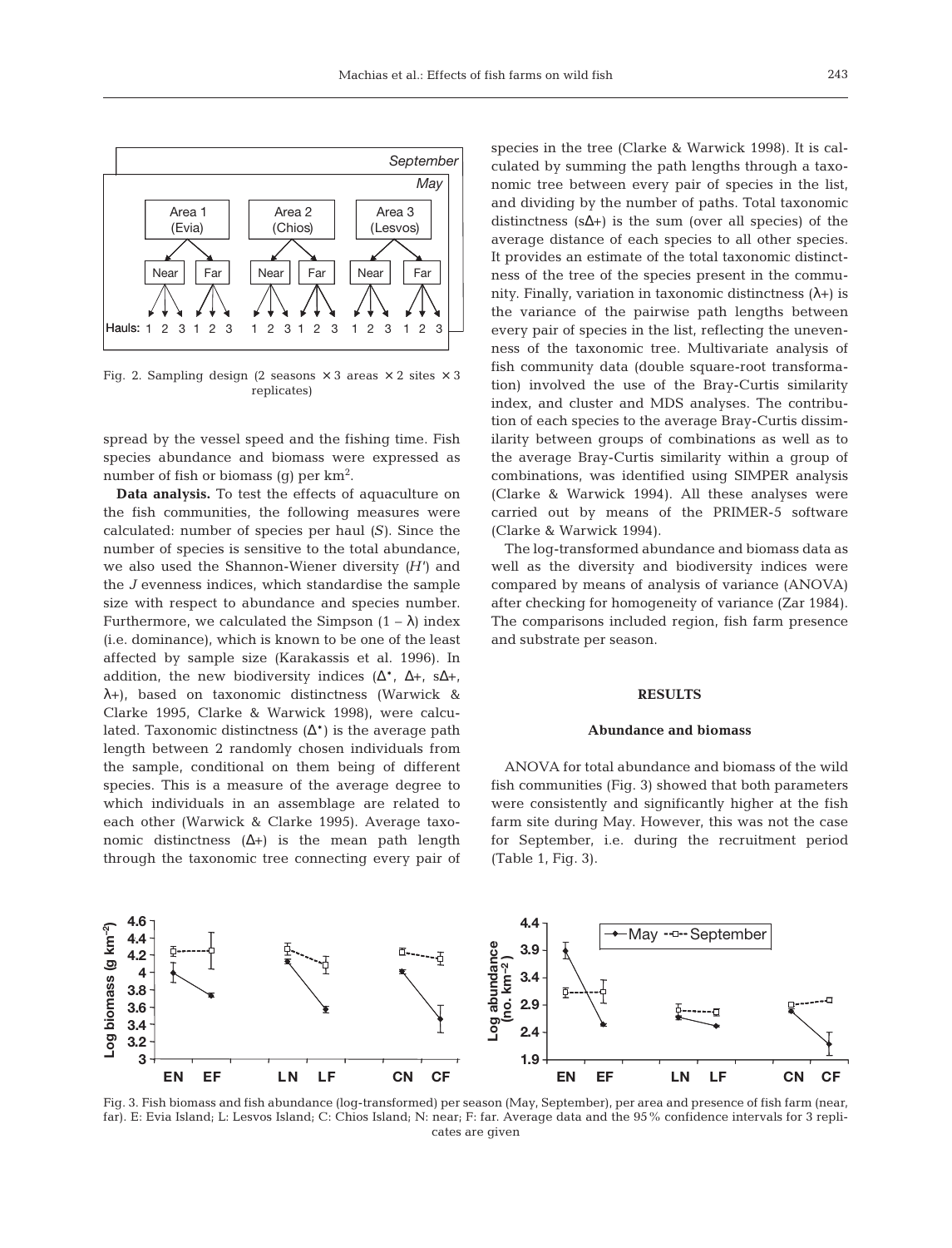Fig. 2. Sampling design (2 seasons × 3 areas × 2 sites × 3 replicates)

spread by the vessel speed and the fishing time. Fish species abundance and biomass were expressed as number of fish or biomass (g) per $km^2$.

**Data analysis.** To test the effects of aquaculture on the fish communities, the following measures were calculated: number of species per haul (*S*). Since the number of species is sensitive to the total abundance, we also used the Shannon-Wiener diversity (*H'*) and the *J* evenness indices, which standardise the sample size with respect to abundance and species number. Furthermore, we calculated the Simpson $(1 - \lambda)$ index (i.e. dominance), which is known to be one of the least affected by sample size (Karakassis et al. 1996). In addition, the new biodiversity indices ($\Delta^*$, $\Delta^+$, $s\Delta^+$, $\lambda^+$), based on taxonomic distinctness (Warwick & Clarke 1995, Clarke & Warwick 1998), were calculated. Taxonomic distinctness ($\Delta^*$) is the average path length between 2 randomly chosen individuals from the sample, conditional on them being of different species. This is a measure of the average degree to which individuals in an assemblage are related to each other (Warwick & Clarke 1995). Average taxonomic distinctness ($\Delta^+$) is the mean path length through the taxonomic tree connecting every pair of species in the tree (Clarke & Warwick 1998). It is calculated by summing the path lengths through a taxonomic tree between every pair of species in the list, and dividing by the number of paths. Total taxonomic distinctness ($s\Delta^+$) is the sum (over all species) of the average distance of each species to all other species. It provides an estimate of the total taxonomic distinctness of the tree of the species present in the community. Finally, variation in taxonomic distinctness ($\lambda^+$) is the variance of the pairwise path lengths between every pair of species in the list, reflecting the unevenness of the taxonomic tree. Multivariate analysis of fish community data (double square-root transformation) involved the use of the Bray-Curtis similarity index, and cluster and MDS analyses. The contribution of each species to the average Bray-Curtis dissimilarity between groups of combinations as well as to the average Bray-Curtis similarity within a group of combinations, was identified using SIMPER analysis (Clarke & Warwick 1994). All these analyses were carried out by means of the PRIMER-5 software (Clarke & Warwick 1994).

The log-transformed abundance and biomass data as well as the diversity and biodiversity indices were compared by means of analysis of variance (ANOVA) after checking for homogeneity of variance (Zar 1984). The comparisons included region, fish farm presence and substrate per season.

## RESULTS

### Abundance and biomass

ANOVA for total abundance and biomass of the wild fish communities (Fig. 3) showed that both parameters were consistently and significantly higher at the fish farm site during May. However, this was not the case for September, i.e. during the recruitment period (Table 1, Fig. 3).

Fig. 3. Fish biomass and fish abundance (log-transformed) per season (May, September), per area and presence of fish farm (near, far). E: Evia Island; L: Lesvos Island; C: Chios Island; N: near; F: far. Average data and the 95% confidence intervals for 3 replicates are given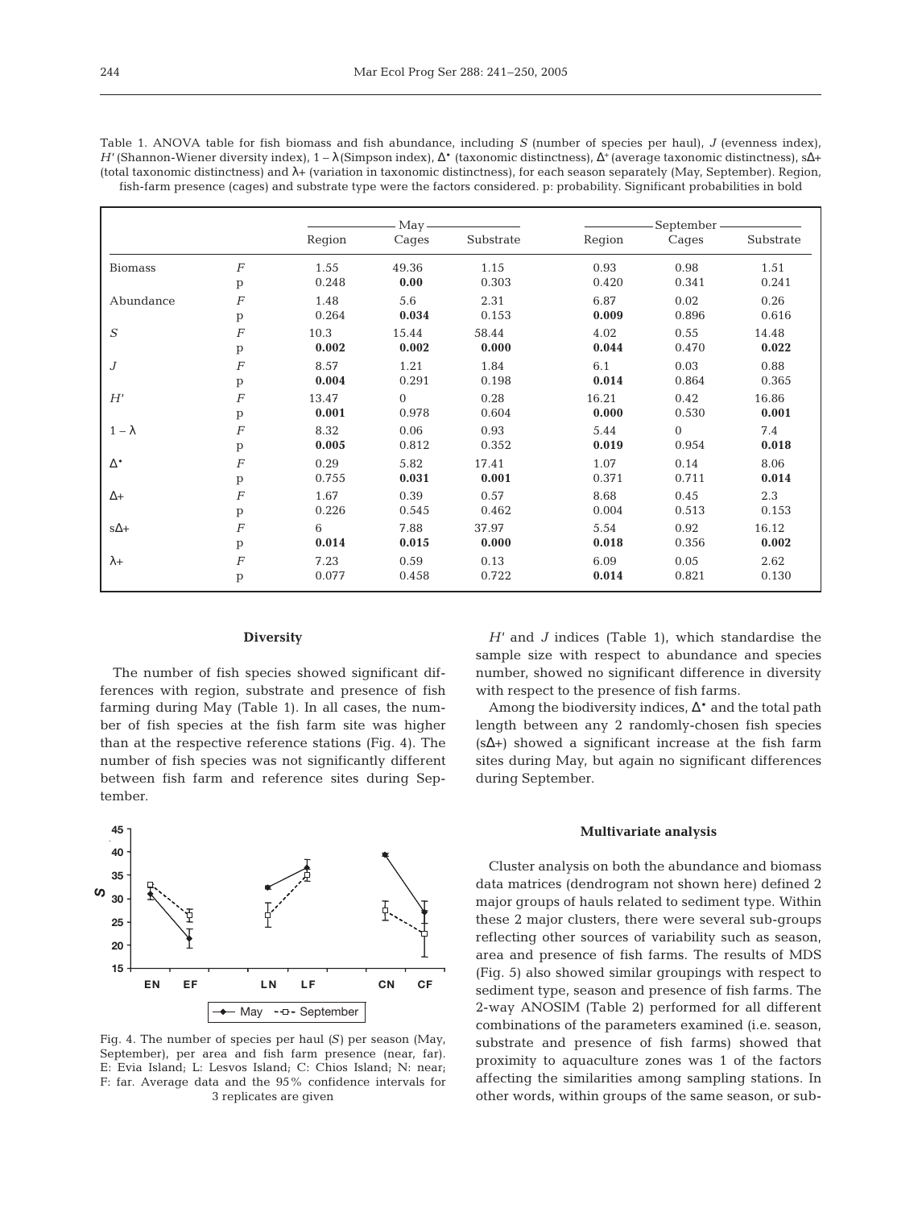Table 1. ANOVA table for fish biomass and fish abundance, including *S* (number of species per haul), *J* (evenness index), *H'* (Shannon-Wiener diversity index), $1 - \lambda$ (Simpson index), $\Delta^*$ (taxonomic distinctness), $\Delta^+$ (average taxonomic distinctness), s$\Delta$+ (total taxonomic distinctness) and $\lambda$+ (variation in taxonomic distinctness), for each season separately (May, September). Region, fish-farm presence (cages) and substrate type were the factors considered. p: probability. Significant probabilities in bold

| | | May | | | September | | |
|---|---|---|---|---|---|---|---|
| | | Region | Cages | Substrate | Region | Cages | Substrate |
| Biomass | *F* | 1.55 | 49.36 | 1.15 | 0.93 | 0.98 | 1.51 |
| | p | 0.248 | **0.00** | 0.303 | 0.420 | 0.341 | 0.241 |
| Abundance | *F* | 1.48 | 5.6 | 2.31 | 6.87 | 0.02 | 0.26 |
| | p | 0.264 | **0.034** | 0.153 | **0.009** | 0.896 | 0.616 |
| *S* | *F* | 10.3 | 15.44 | 58.44 | 4.02 | 0.55 | 14.48 |
| | p | **0.002** | **0.002** | **0.000** | **0.044** | 0.470 | **0.022** |
| *J* | *F* | 8.57 | 1.21 | 1.84 | 6.1 | 0.03 | 0.88 |
| | p | **0.004** | 0.291 | 0.198 | **0.014** | 0.864 | 0.365 |
| *H'* | *F* | 13.47 | 0 | 0.28 | 16.21 | 0.42 | 16.86 |
| | p | **0.001** | 0.978 | 0.604 | **0.000** | 0.530 | **0.001** |
| $1 - \lambda$ | *F* | 8.32 | 0.06 | 0.93 | 5.44 | 0 | 7.4 |
| | p | **0.005** | 0.812 | 0.352 | **0.019** | 0.954 | **0.018** |
| $\Delta^*$ | *F* | 0.29 | 5.82 | 17.41 | 1.07 | 0.14 | 8.06 |
| | p | 0.755 | **0.031** | **0.001** | 0.371 | 0.711 | **0.014** |
| $\Delta$+ | *F* | 1.67 | 0.39 | 0.57 | 8.68 | 0.45 | 2.3 |
| | p | 0.226 | 0.545 | 0.462 | 0.004 | 0.513 | 0.153 |
| s$\Delta$+ | *F* | 6 | 7.88 | 37.97 | 5.54 | 0.92 | 16.12 |
| | p | **0.014** | **0.015** | **0.000** | **0.018** | 0.356 | **0.002** |
| $\lambda$+ | *F* | 7.23 | 0.59 | 0.13 | 6.09 | 0.05 | 2.62 |
| | p | 0.077 | 0.458 | 0.722 | **0.014** | 0.821 | 0.130 |

### Diversity

The number of fish species showed significant differences with region, substrate and presence of fish farming during May (Table 1). In all cases, the number of fish species at the fish farm site was higher than at the respective reference stations (Fig. 4). The number of fish species was not significantly different between fish farm and reference sites during September.

Fig. 4. The number of species per haul (*S*) per season (May, September), per area and fish farm presence (near, far). E: Evia Island; L: Lesvos Island; C: Chios Island; N: near; F: far. Average data and the 95% confidence intervals for 3 replicates are given

*H'* and *J* indices (Table 1), which standardise the sample size with respect to abundance and species number, showed no significant difference in diversity with respect to the presence of fish farms.

Among the biodiversity indices, $\Delta^*$ and the total path length between any 2 randomly-chosen fish species (s$\Delta$+) showed a significant increase at the fish farm sites during May, but again no significant differences during September.

### Multivariate analysis

Cluster analysis on both the abundance and biomass data matrices (dendrogram not shown here) defined 2 major groups of hauls related to sediment type. Within these 2 major clusters, there were several sub-groups reflecting other sources of variability such as season, area and presence of fish farms. The results of MDS (Fig. 5) also showed similar groupings with respect to sediment type, season and presence of fish farms. The 2-way ANOSIM (Table 2) performed for all different combinations of the parameters examined (i.e. season, substrate and presence of fish farms) showed that proximity to aquaculture zones was 1 of the factors affecting the similarities among sampling stations. In other words, within groups of the same season, or sub-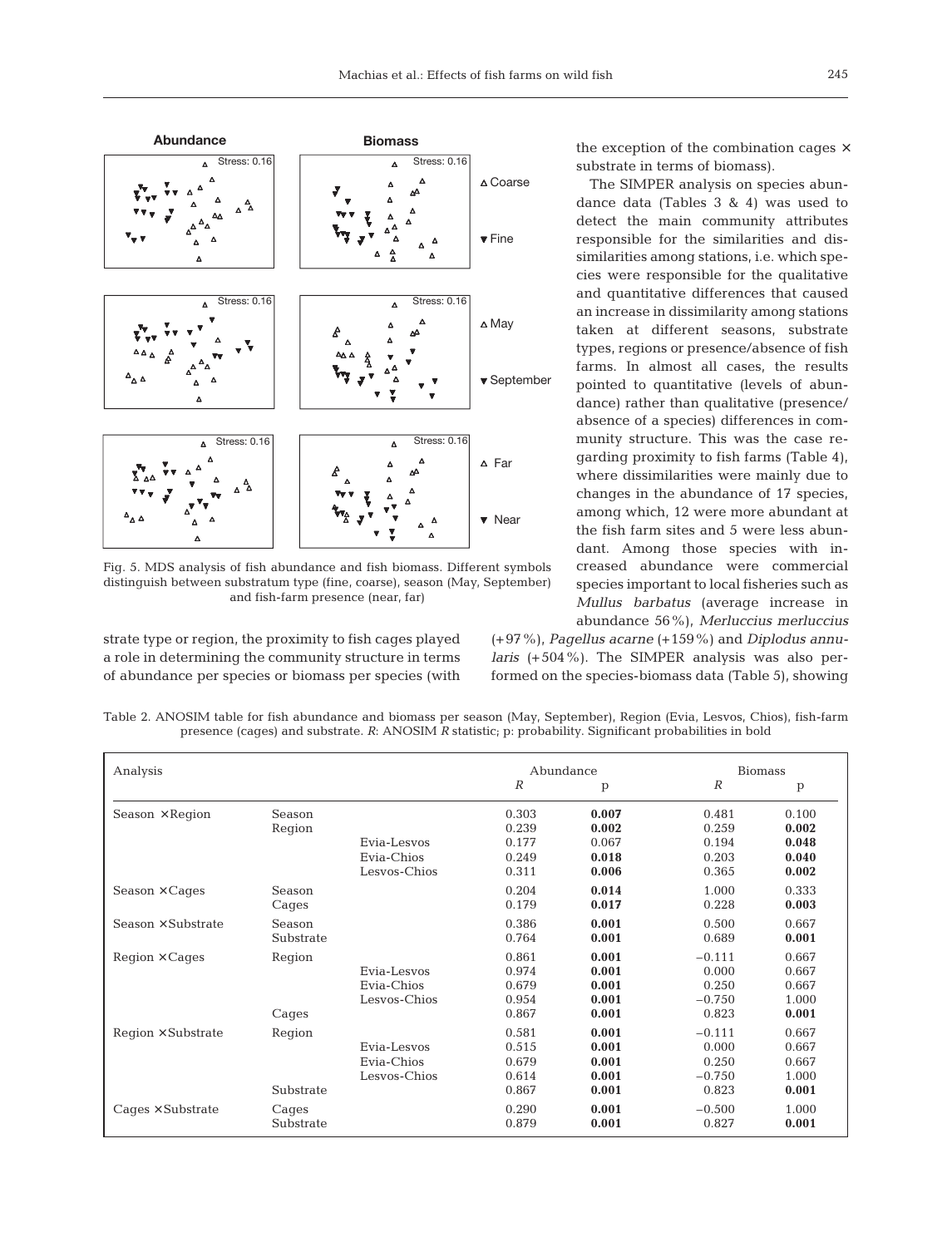Fig. 5. MDS analysis of fish abundance and fish biomass. Different symbols distinguish between substratum type (fine, coarse), season (May, September) and fish-farm presence (near, far)

strate type or region, the proximity to fish cages played a role in determining the community structure in terms of abundance per species or biomass per species (with the exception of the combination cages × substrate in terms of biomass).

The SIMPER analysis on species abundance data (Tables 3 & 4) was used to detect the main community attributes responsible for the similarities and dissimilarities among stations, i.e. which species were responsible for the qualitative and quantitative differences that caused an increase in dissimilarity among stations taken at different seasons, substrate types, regions or presence/absence of fish farms. In almost all cases, the results pointed to quantitative (levels of abundance) rather than qualitative (presence/absence of a species) differences in community structure. This was the case regarding proximity to fish farms (Table 4), where dissimilarities were mainly due to changes in the abundance of 17 species, among which, 12 were more abundant at the fish farm sites and 5 were less abundant. Among those species with increased abundance were commercial species important to local fisheries such as *Mullus barbatus* (average increase in abundance 56%), *Merluccius merluccius* (+97%), *Pagellus acarne* (+159%) and *Diplodus annularis* (+504%). The SIMPER analysis was also performed on the species-biomass data (Table 5), showing

Table 2. ANOSIM table for fish abundance and biomass per season (May, September), Region (Evia, Lesvos, Chios), fish-farm presence (cages) and substrate. *R*: ANOSIM *R* statistic; p: probability. Significant probabilities in bold

| Analysis | | | Abundance | | Biomass | |
|---|---|---|---|---|---|---|
| | | | *R* | p | *R* | p |
| Season × Region | Season | | 0.303 | **0.007** | 0.481 | 0.100 |
| | Region | | 0.239 | **0.002** | 0.259 | **0.002** |
| | | Evia-Lesvos | 0.177 | 0.067 | 0.194 | **0.048** |
| | | Evia-Chios | 0.249 | **0.018** | 0.203 | **0.040** |
| | | Lesvos-Chios | 0.311 | **0.006** | 0.365 | **0.002** |
| Season × Cages | Season | | 0.204 | **0.014** | 1.000 | 0.333 |
| | Cages | | 0.179 | **0.017** | 0.228 | **0.003** |
| Season × Substrate | Season | | 0.386 | **0.001** | 0.500 | 0.667 |
| | Substrate | | 0.764 | **0.001** | 0.689 | **0.001** |
| Region × Cages | Region | | 0.861 | **0.001** | −0.111 | 0.667 |
| | | Evia-Lesvos | 0.974 | **0.001** | 0.000 | 0.667 |
| | | Evia-Chios | 0.679 | **0.001** | 0.250 | 0.667 |
| | | Lesvos-Chios | 0.954 | **0.001** | −0.750 | 1.000 |
| | Cages | | 0.867 | **0.001** | 0.823 | **0.001** |
| Region × Substrate | Region | | 0.581 | **0.001** | −0.111 | 0.667 |
| | | Evia-Lesvos | 0.515 | **0.001** | 0.000 | 0.667 |
| | | Evia-Chios | 0.679 | **0.001** | 0.250 | 0.667 |
| | | Lesvos-Chios | 0.614 | **0.001** | −0.750 | 1.000 |
| | Substrate | | 0.867 | **0.001** | 0.823 | **0.001** |
| Cages × Substrate | Cages | | 0.290 | **0.001** | −0.500 | 1.000 |
| | Substrate | | 0.879 | **0.001** | 0.827 | **0.001** |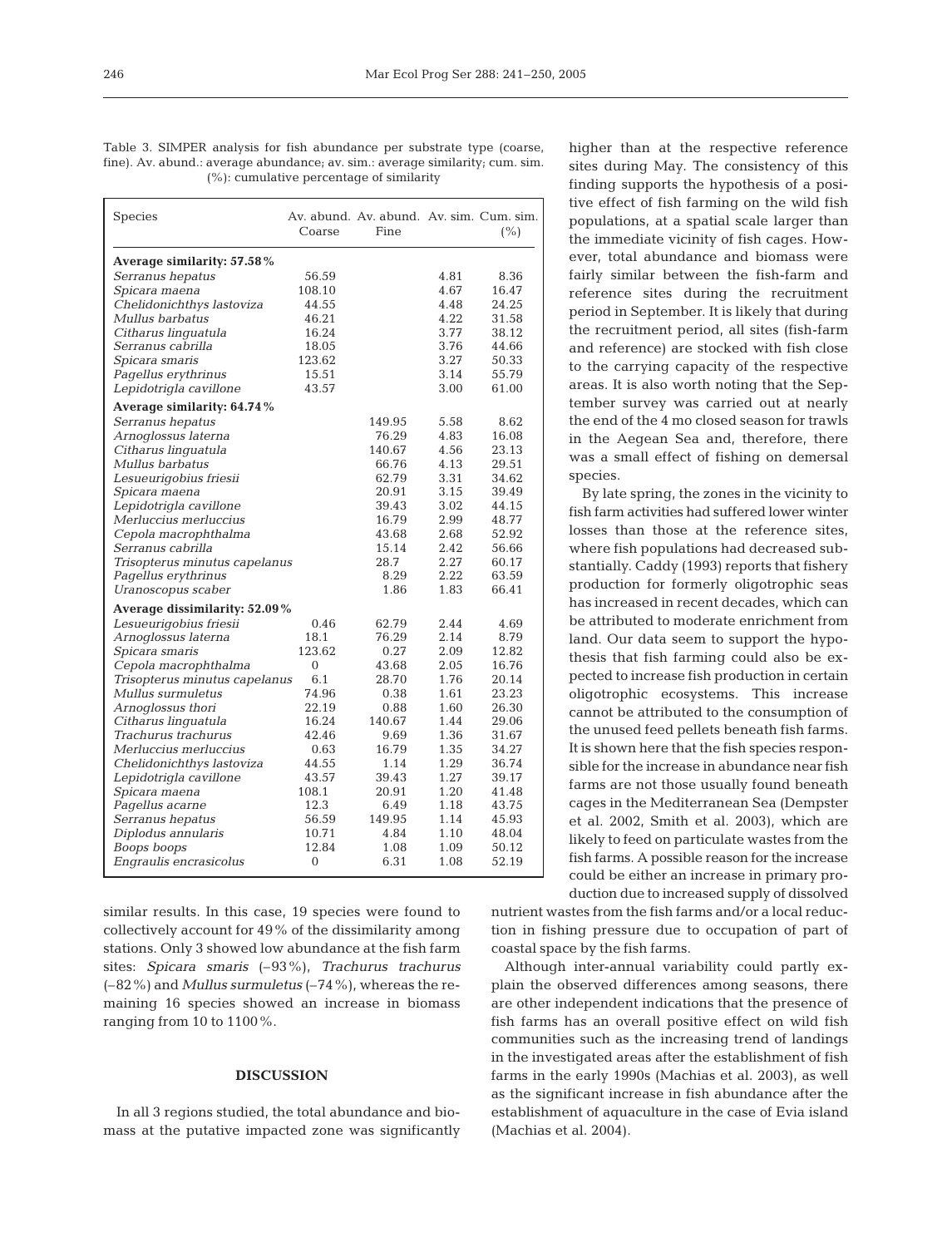Table 3. SIMPER analysis for fish abundance per substrate type (coarse, fine). Av. abund.: average abundance; av. sim.: average similarity; cum. sim. (%): cumulative percentage of similarity

| Species | Av. abund. Coarse | Av. abund. Fine | Av. sim. | Cum. sim. (%) |
|---|---|---|---|---|
| **Average similarity: 57.58%** | | | | |
| *Serranus hepatus* | 56.59 | | 4.81 | 8.36 |
| *Spicara maena* | 108.10 | | 4.67 | 16.47 |
| *Chelidonichthys lastoviza* | 44.55 | | 4.48 | 24.25 |
| *Mullus barbatus* | 46.21 | | 4.22 | 31.58 |
| *Citharus linguatula* | 16.24 | | 3.77 | 38.12 |
| *Serranus cabrilla* | 18.05 | | 3.76 | 44.66 |
| *Spicara smaris* | 123.62 | | 3.27 | 50.33 |
| *Pagellus erythrinus* | 15.51 | | 3.14 | 55.79 |
| *Lepidotrigla cavillone* | 43.57 | | 3.00 | 61.00 |
| **Average similarity: 64.74%** | | | | |
| *Serranus hepatus* | | 149.95 | 5.58 | 8.62 |
| *Arnoglossus laterna* | | 76.29 | 4.83 | 16.08 |
| *Citharus linguatula* | | 140.67 | 4.56 | 23.13 |
| *Mullus barbatus* | | 66.76 | 4.13 | 29.51 |
| *Lesueurigobius friesii* | | 62.79 | 3.31 | 34.62 |
| *Spicara maena* | | 20.91 | 3.15 | 39.49 |
| *Lepidotrigla cavillone* | | 39.43 | 3.02 | 44.15 |
| *Merluccius merluccius* | | 16.79 | 2.99 | 48.77 |
| *Cepola macrophthalma* | | 43.68 | 2.68 | 52.92 |
| *Serranus cabrilla* | | 15.14 | 2.42 | 56.66 |
| *Trisopterus minutus capelanus* | | 28.7 | 2.27 | 60.17 |
| *Pagellus erythrinus* | | 8.29 | 2.22 | 63.59 |
| *Uranoscopus scaber* | | 1.86 | 1.83 | 66.41 |
| **Average dissimilarity: 52.09%** | | | | |
| *Lesueurigobius friesii* | 0.46 | 62.79 | 2.44 | 4.69 |
| *Arnoglossus laterna* | 18.1 | 76.29 | 2.14 | 8.79 |
| *Spicara smaris* | 123.62 | 0.27 | 2.09 | 12.82 |
| *Cepola macrophthalma* | 0 | 43.68 | 2.05 | 16.76 |
| *Trisopterus minutus capelanus* | 6.1 | 28.70 | 1.76 | 20.14 |
| *Mullus surmuletus* | 74.96 | 0.38 | 1.61 | 23.23 |
| *Arnoglossus thori* | 22.19 | 0.88 | 1.60 | 26.30 |
| *Citharus linguatula* | 16.24 | 140.67 | 1.44 | 29.06 |
| *Trachurus trachurus* | 42.46 | 9.69 | 1.36 | 31.67 |
| *Merluccius merluccius* | 0.63 | 16.79 | 1.35 | 34.27 |
| *Chelidonichthys lastoviza* | 44.55 | 1.14 | 1.29 | 36.74 |
| *Lepidotrigla cavillone* | 43.57 | 39.43 | 1.27 | 39.17 |
| *Spicara maena* | 108.1 | 20.91 | 1.20 | 41.48 |
| *Pagellus acarne* | 12.3 | 6.49 | 1.18 | 43.75 |
| *Serranus hepatus* | 56.59 | 149.95 | 1.14 | 45.93 |
| *Diplodus annularis* | 10.71 | 4.84 | 1.10 | 48.04 |
| *Boops boops* | 12.84 | 1.08 | 1.09 | 50.12 |
| *Engraulis encrasicolus* | 0 | 6.31 | 1.08 | 52.19 |

similar results. In this case, 19 species were found to collectively account for 49% of the dissimilarity among stations. Only 3 showed low abundance at the fish farm sites: *Spicara smaris* (–93%), *Trachurus trachurus* (–82%) and *Mullus surmuletus* (–74%), whereas the remaining 16 species showed an increase in biomass ranging from 10 to 1100%.

## DISCUSSION

In all 3 regions studied, the total abundance and biomass at the putative impacted zone was significantly higher than at the respective reference sites during May. The consistency of this finding supports the hypothesis of a positive effect of fish farming on the wild fish populations, at a spatial scale larger than the immediate vicinity of fish cages. However, total abundance and biomass were fairly similar between the fish-farm and reference sites during the recruitment period in September. It is likely that during the recruitment period, all sites (fish-farm and reference) are stocked with fish close to the carrying capacity of the respective areas. It is also worth noting that the September survey was carried out at nearly the end of the 4 mo closed season for trawls in the Aegean Sea and, therefore, there was a small effect of fishing on demersal species.

By late spring, the zones in the vicinity to fish farm activities had suffered lower winter losses than those at the reference sites, where fish populations had decreased substantially. Caddy (1993) reports that fishery production for formerly oligotrophic seas has increased in recent decades, which can be attributed to moderate enrichment from land. Our data seem to support the hypothesis that fish farming could also be expected to increase fish production in certain oligotrophic ecosystems. This increase cannot be attributed to the consumption of the unused feed pellets beneath fish farms. It is shown here that the fish species responsible for the increase in abundance near fish farms are not those usually found beneath cages in the Mediterranean Sea (Dempster et al. 2002, Smith et al. 2003), which are likely to feed on particulate wastes from the fish farms. A possible reason for the increase could be either an increase in primary production due to increased supply of dissolved nutrient wastes from the fish farms and/or a local reduction in fishing pressure due to occupation of part of coastal space by the fish farms.

Although inter-annual variability could partly explain the observed differences among seasons, there are other independent indications that the presence of fish farms has an overall positive effect on wild fish communities such as the increasing trend of landings in the investigated areas after the establishment of fish farms in the early 1990s (Machias et al. 2003), as well as the significant increase in fish abundance after the establishment of aquaculture in the case of Evia island (Machias et al. 2004).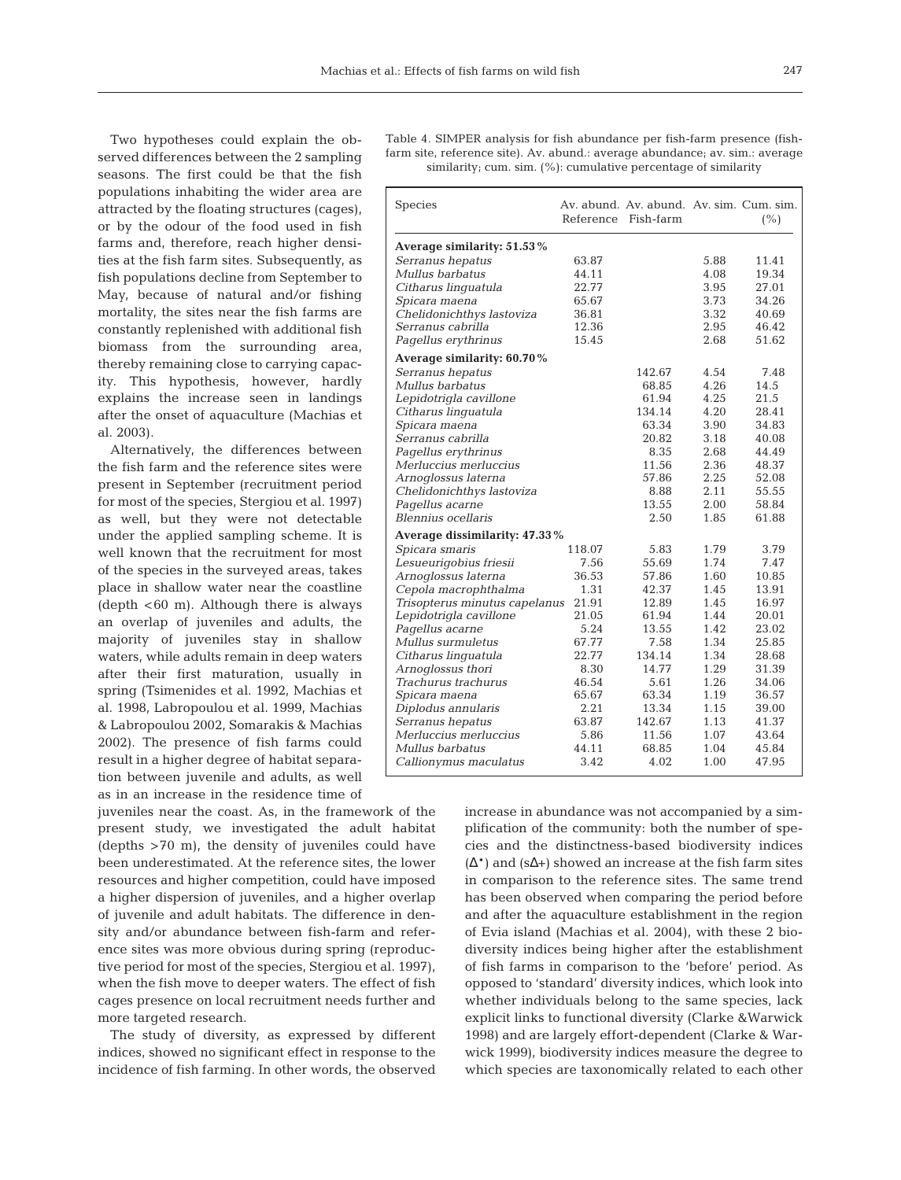Two hypotheses could explain the observed differences between the 2 sampling seasons. The first could be that the fish populations inhabiting the wider area are attracted by the floating structures (cages), or by the odour of the food used in fish farms and, therefore, reach higher densities at the fish farm sites. Subsequently, as fish populations decline from September to May, because of natural and/or fishing mortality, the sites near the fish farms are constantly replenished with additional fish biomass from the surrounding area, thereby remaining close to carrying capacity. This hypothesis, however, hardly explains the increase seen in landings after the onset of aquaculture (Machias et al. 2003).

Alternatively, the differences between the fish farm and the reference sites were present in September (recruitment period for most of the species, Stergiou et al. 1997) as well, but they were not detectable under the applied sampling scheme. It is well known that the recruitment for most of the species in the surveyed areas, takes place in shallow water near the coastline (depth <60 m). Although there is always an overlap of juveniles and adults, the majority of juveniles stay in shallow waters, while adults remain in deep waters after their first maturation, usually in spring (Tsimenides et al. 1992, Machias et al. 1998, Labropoulou et al. 1999, Machias & Labropoulou 2002, Somarakis & Machias 2002). The presence of fish farms could result in a higher degree of habitat separation between juvenile and adults, as well as in an increase in the residence time of juveniles near the coast. As, in the framework of the present study, we investigated the adult habitat (depths >70 m), the density of juveniles could have been underestimated. At the reference sites, the lower resources and higher competition, could have imposed a higher dispersion of juveniles, and a higher overlap of juvenile and adult habitats. The difference in density and/or abundance between fish-farm and reference sites was more obvious during spring (reproductive period for most of the species, Stergiou et al. 1997), when the fish move to deeper waters. The effect of fish cages presence on local recruitment needs further and more targeted research.

The study of diversity, as expressed by different indices, showed no significant effect in response to the incidence of fish farming. In other words, the observed increase in abundance was not accompanied by a simplification of the community: both the number of species and the distinctness-based biodiversity indices ($\Delta^{*}$) and (s$\Delta$+) showed an increase at the fish farm sites in comparison to the reference sites. The same trend has been observed when comparing the period before and after the aquaculture establishment in the region of Evia island (Machias et al. 2004), with these 2 biodiversity indices being higher after the establishment of fish farms in comparison to the 'before' period. As opposed to 'standard' diversity indices, which look into whether individuals belong to the same species, lack explicit links to functional diversity (Clarke &Warwick 1998) and are largely effort-dependent (Clarke & Warwick 1999), biodiversity indices measure the degree to which species are taxonomically related to each other

Table 4. SIMPER analysis for fish abundance per fish-farm presence (fish-farm site, reference site). Av. abund.: average abundance; av. sim.: average similarity; cum. sim. (%): cumulative percentage of similarity

| Species | Av. abund. Reference | Av. abund. Fish-farm | Av. sim. | Cum. sim. (%) |
|---|---|---|---|---|
| **Average similarity: 51.53%** | | | | |
| *Serranus hepatus* | 63.87 | | 5.88 | 11.41 |
| *Mullus barbatus* | 44.11 | | 4.08 | 19.34 |
| *Citharus linguatula* | 22.77 | | 3.95 | 27.01 |
| *Spicara maena* | 65.67 | | 3.73 | 34.26 |
| *Chelidonichthys lastoviza* | 36.81 | | 3.32 | 40.69 |
| *Serranus cabrilla* | 12.36 | | 2.95 | 46.42 |
| *Pagellus erythrinus* | 15.45 | | 2.68 | 51.62 |
| **Average similarity: 60.70%** | | | | |
| *Serranus hepatus* | | 142.67 | 4.54 | 7.48 |
| *Mullus barbatus* | | 68.85 | 4.26 | 14.5 |
| *Lepidotrigla cavillone* | | 61.94 | 4.25 | 21.5 |
| *Citharus linguatula* | | 134.14 | 4.20 | 28.41 |
| *Spicara maena* | | 63.34 | 3.90 | 34.83 |
| *Serranus cabrilla* | | 20.82 | 3.18 | 40.08 |
| *Pagellus erythrinus* | | 8.35 | 2.68 | 44.49 |
| *Merluccius merluccius* | | 11.56 | 2.36 | 48.37 |
| *Arnoglossus laterna* | | 57.86 | 2.25 | 52.08 |
| *Chelidonichthys lastoviza* | | 8.88 | 2.11 | 55.55 |
| *Pagellus acarne* | | 13.55 | 2.00 | 58.84 |
| *Blennius ocellaris* | | 2.50 | 1.85 | 61.88 |
| **Average dissimilarity: 47.33%** | | | | |
| *Spicara smaris* | 118.07 | 5.83 | 1.79 | 3.79 |
| *Lesueurigobius friesii* | 7.56 | 55.69 | 1.74 | 7.47 |
| *Arnoglossus laterna* | 36.53 | 57.86 | 1.60 | 10.85 |
| *Cepola macrophthalma* | 1.31 | 42.37 | 1.45 | 13.91 |
| *Trisopterus minutus capelanus* | 21.91 | 12.89 | 1.45 | 16.97 |
| *Lepidotrigla cavillone* | 21.05 | 61.94 | 1.44 | 20.01 |
| *Pagellus acarne* | 5.24 | 13.55 | 1.42 | 23.02 |
| *Mullus surmuletus* | 67.77 | 7.58 | 1.34 | 25.85 |
| *Citharus linguatula* | 22.77 | 134.14 | 1.34 | 28.68 |
| *Arnoglossus thori* | 8.30 | 14.77 | 1.29 | 31.39 |
| *Trachurus trachurus* | 46.54 | 5.61 | 1.26 | 34.06 |
| *Spicara maena* | 65.67 | 63.34 | 1.19 | 36.57 |
| *Diplodus annularis* | 2.21 | 13.34 | 1.15 | 39.00 |
| *Serranus hepatus* | 63.87 | 142.67 | 1.13 | 41.37 |
| *Merluccius merluccius* | 5.86 | 11.56 | 1.07 | 43.64 |
| *Mullus barbatus* | 44.11 | 68.85 | 1.04 | 45.84 |
| *Callionymus maculatus* | 3.42 | 4.02 | 1.00 | 47.95 |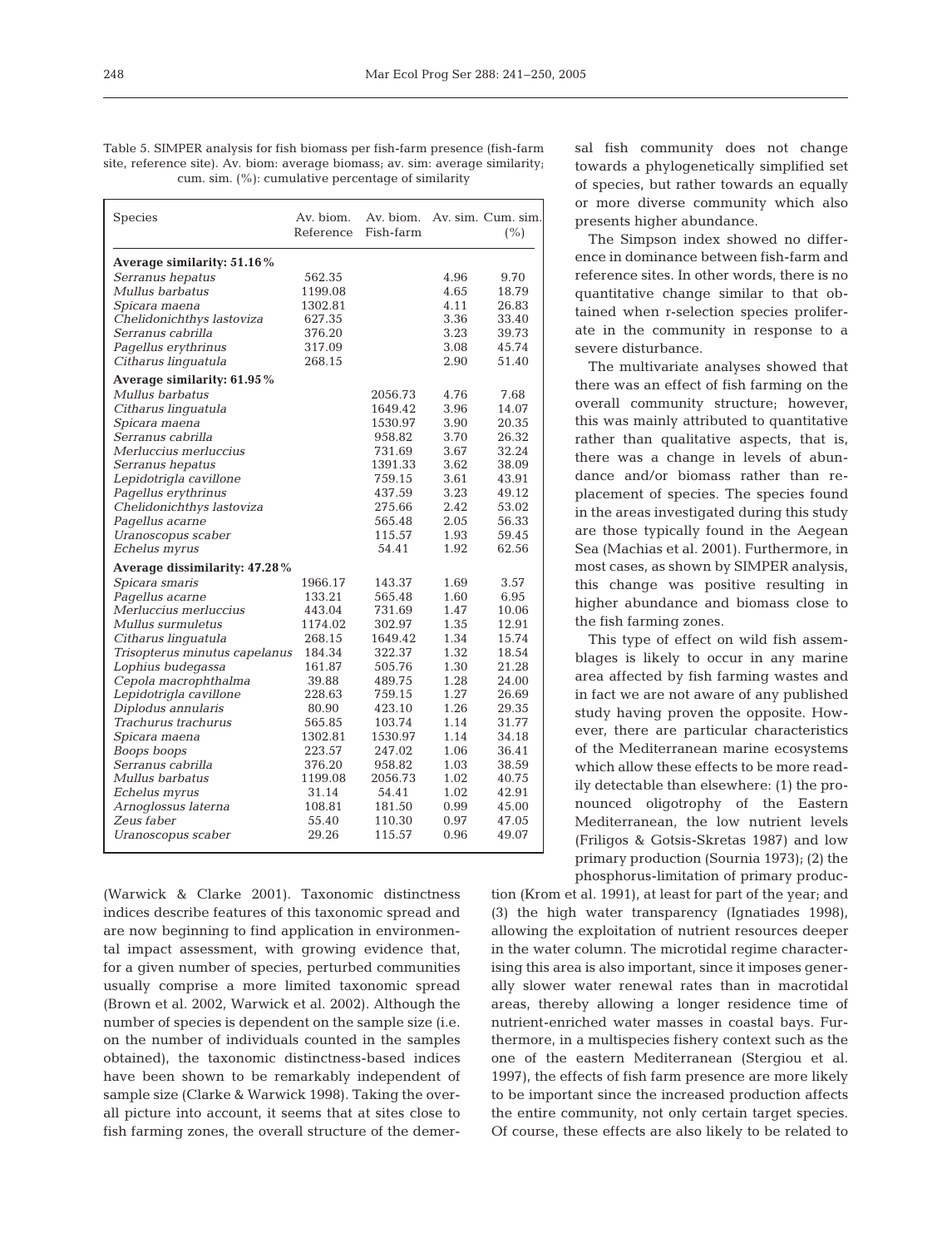Table 5. SIMPER analysis for fish biomass per fish-farm presence (fish-farm site, reference site). Av. biom: average biomass; av. sim: average similarity; cum. sim. (%): cumulative percentage of similarity

| Species | Av. biom. Reference | Av. biom. Fish-farm | Av. sim. | Cum. sim. (%) |
|---|---|---|---|---|
| **Average similarity: 51.16%** | | | | |
| *Serranus hepatus* | 562.35 | | 4.96 | 9.70 |
| *Mullus barbatus* | 1199.08 | | 4.65 | 18.79 |
| *Spicara maena* | 1302.81 | | 4.11 | 26.83 |
| *Chelidonichthys lastoviza* | 627.35 | | 3.36 | 33.40 |
| *Serranus cabrilla* | 376.20 | | 3.23 | 39.73 |
| *Pagellus erythrinus* | 317.09 | | 3.08 | 45.74 |
| *Citharus linguatula* | 268.15 | | 2.90 | 51.40 |
| **Average similarity: 61.95%** | | | | |
| *Mullus barbatus* | | 2056.73 | 4.76 | 7.68 |
| *Citharus linguatula* | | 1649.42 | 3.96 | 14.07 |
| *Spicara maena* | | 1530.97 | 3.90 | 20.35 |
| *Serranus cabrilla* | | 958.82 | 3.70 | 26.32 |
| *Merluccius merluccius* | | 731.69 | 3.67 | 32.24 |
| *Serranus hepatus* | | 1391.33 | 3.62 | 38.09 |
| *Lepidotrigla cavillone* | | 759.15 | 3.61 | 43.91 |
| *Pagellus erythrinus* | | 437.59 | 3.23 | 49.12 |
| *Chelidonichthys lastoviza* | | 275.66 | 2.42 | 53.02 |
| *Pagellus acarne* | | 565.48 | 2.05 | 56.33 |
| *Uranoscopus scaber* | | 115.57 | 1.93 | 59.45 |
| *Echelus myrus* | | 54.41 | 1.92 | 62.56 |
| **Average dissimilarity: 47.28%** | | | | |
| *Spicara smaris* | 1966.17 | 143.37 | 1.69 | 3.57 |
| *Pagellus acarne* | 133.21 | 565.48 | 1.60 | 6.95 |
| *Merluccius merluccius* | 443.04 | 731.69 | 1.47 | 10.06 |
| *Mullus surmuletus* | 1174.02 | 302.97 | 1.35 | 12.91 |
| *Citharus linguatula* | 268.15 | 1649.42 | 1.34 | 15.74 |
| *Trisopterus minutus capelanus* | 184.34 | 322.37 | 1.32 | 18.54 |
| *Lophius budegassa* | 161.87 | 505.76 | 1.30 | 21.28 |
| *Cepola macrophthalma* | 39.88 | 489.75 | 1.28 | 24.00 |
| *Lepidotrigla cavillone* | 228.63 | 759.15 | 1.27 | 26.69 |
| *Diplodus annularis* | 80.90 | 423.10 | 1.26 | 29.35 |
| *Trachurus trachurus* | 565.85 | 103.74 | 1.14 | 31.77 |
| *Spicara maena* | 1302.81 | 1530.97 | 1.14 | 34.18 |
| *Boops boops* | 223.57 | 247.02 | 1.06 | 36.41 |
| *Serranus cabrilla* | 376.20 | 958.82 | 1.03 | 38.59 |
| *Mullus barbatus* | 1199.08 | 2056.73 | 1.02 | 40.75 |
| *Echelus myrus* | 31.14 | 54.41 | 1.02 | 42.91 |
| *Arnoglossus laterna* | 108.81 | 181.50 | 0.99 | 45.00 |
| *Zeus faber* | 55.40 | 110.30 | 0.97 | 47.05 |
| *Uranoscopus scaber* | 29.26 | 115.57 | 0.96 | 49.07 |

(Warwick & Clarke 2001). Taxonomic distinctness indices describe features of this taxonomic spread and are now beginning to find application in environmental impact assessment, with growing evidence that, for a given number of species, perturbed communities usually comprise a more limited taxonomic spread (Brown et al. 2002, Warwick et al. 2002). Although the number of species is dependent on the sample size (i.e. on the number of individuals counted in the samples obtained), the taxonomic distinctness-based indices have been shown to be remarkably independent of sample size (Clarke & Warwick 1998). Taking the overall picture into account, it seems that at sites close to fish farming zones, the overall structure of the demersal fish community does not change towards a phylogenetically simplified set of species, but rather towards an equally or more diverse community which also presents higher abundance.

The Simpson index showed no difference in dominance between fish-farm and reference sites. In other words, there is no quantitative change similar to that obtained when r-selection species proliferate in the community in response to a severe disturbance.

The multivariate analyses showed that there was an effect of fish farming on the overall community structure; however, this was mainly attributed to quantitative rather than qualitative aspects, that is, there was a change in levels of abundance and/or biomass rather than replacement of species. The species found in the areas investigated during this study are those typically found in the Aegean Sea (Machias et al. 2001). Furthermore, in most cases, as shown by SIMPER analysis, this change was positive resulting in higher abundance and biomass close to the fish farming zones.

This type of effect on wild fish assemblages is likely to occur in any marine area affected by fish farming wastes and in fact we are not aware of any published study having proven the opposite. However, there are particular characteristics of the Mediterranean marine ecosystems which allow these effects to be more readily detectable than elsewhere: (1) the pronounced oligotrophy of the Eastern Mediterranean, the low nutrient levels (Friligos & Gotsis-Skretas 1987) and low primary production (Sournia 1973); (2) the phosphorus-limitation of primary production (Krom et al. 1991), at least for part of the year; and (3) the high water transparency (Ignatiades 1998), allowing the exploitation of nutrient resources deeper in the water column. The microtidal regime characterising this area is also important, since it imposes generally slower water renewal rates than in macrotidal areas, thereby allowing a longer residence time of nutrient-enriched water masses in coastal bays. Furthermore, in a multispecies fishery context such as the one of the eastern Mediterranean (Stergiou et al. 1997), the effects of fish farm presence are more likely to be important since the increased production affects the entire community, not only certain target species. Of course, these effects are also likely to be related to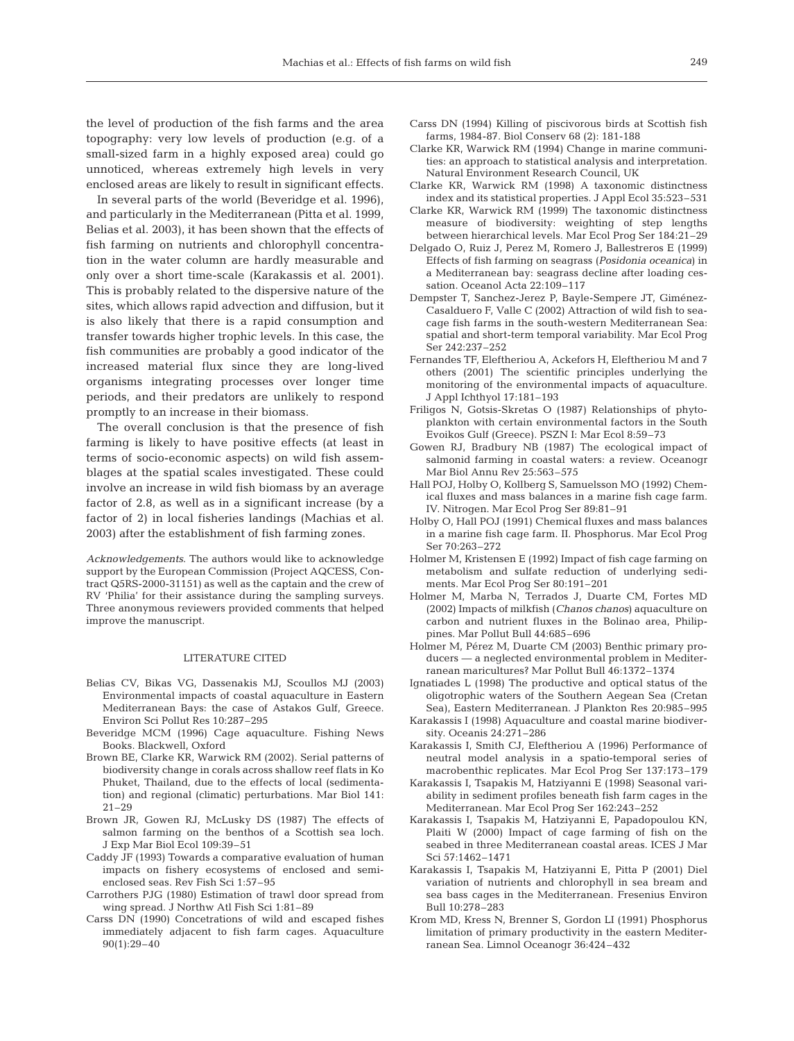the level of production of the fish farms and the area topography: very low levels of production (e.g. of a small-sized farm in a highly exposed area) could go unnoticed, whereas extremely high levels in very enclosed areas are likely to result in significant effects.

In several parts of the world (Beveridge et al. 1996), and particularly in the Mediterranean (Pitta et al. 1999, Belias et al. 2003), it has been shown that the effects of fish farming on nutrients and chlorophyll concentration in the water column are hardly measurable and only over a short time-scale (Karakassis et al. 2001). This is probably related to the dispersive nature of the sites, which allows rapid advection and diffusion, but it is also likely that there is a rapid consumption and transfer towards higher trophic levels. In this case, the fish communities are probably a good indicator of the increased material flux since they are long-lived organisms integrating processes over longer time periods, and their predators are unlikely to respond promptly to an increase in their biomass.

The overall conclusion is that the presence of fish farming is likely to have positive effects (at least in terms of socio-economic aspects) on wild fish assemblages at the spatial scales investigated. These could involve an increase in wild fish biomass by an average factor of 2.8, as well as in a significant increase (by a factor of 2) in local fisheries landings (Machias et al. 2003) after the establishment of fish farming zones.

*Acknowledgements.* The authors would like to acknowledge support by the European Commission (Project AQCESS, Contract Q5RS-2000-31151) as well as the captain and the crew of RV 'Philia' for their assistance during the sampling surveys. Three anonymous reviewers provided comments that helped improve the manuscript.

## LITERATURE CITED

- Belias CV, Bikas VG, Dassenakis MJ, Scoullos MJ (2003) Environmental impacts of coastal aquaculture in Eastern Mediterranean Bays: the case of Astakos Gulf, Greece. Environ Sci Pollut Res 10:287–295
- Beveridge MCM (1996) Cage aquaculture. Fishing News Books. Blackwell, Oxford
- Brown BE, Clarke KR, Warwick RM (2002). Serial patterns of biodiversity change in corals across shallow reef flats in Ko Phuket, Thailand, due to the effects of local (sedimentation) and regional (climatic) perturbations. Mar Biol 141: 21–29
- Brown JR, Gowen RJ, McLusky DS (1987) The effects of salmon farming on the benthos of a Scottish sea loch. J Exp Mar Biol Ecol 109:39–51
- Caddy JF (1993) Towards a comparative evaluation of human impacts on fishery ecosystems of enclosed and semi-enclosed seas. Rev Fish Sci 1:57–95
- Carrothers PJG (1980) Estimation of trawl door spread from wing spread. J Northw Atl Fish Sci 1:81–89
- Carss DN (1990) Concetrations of wild and escaped fishes immediately adjacent to fish farm cages. Aquaculture 90(1):29–40
- Carss DN (1994) Killing of piscivorous birds at Scottish fish farms, 1984-87. Biol Conserv 68 (2): 181-188
- Clarke KR, Warwick RM (1994) Change in marine communities: an approach to statistical analysis and interpretation. Natural Environment Research Council, UK
- Clarke KR, Warwick RM (1998) A taxonomic distinctness index and its statistical properties. J Appl Ecol 35:523–531
- Clarke KR, Warwick RM (1999) The taxonomic distinctness measure of biodiversity: weighting of step lengths between hierarchical levels. Mar Ecol Prog Ser 184:21–29
- Delgado O, Ruiz J, Perez M, Romero J, Ballestreros E (1999) Effects of fish farming on seagrass (*Posidonia oceanica*) in a Mediterranean bay: seagrass decline after loading cessation. Oceanol Acta 22:109–117
- Dempster T, Sanchez-Jerez P, Bayle-Sempere JT, Giménez-Casalduero F, Valle C (2002) Attraction of wild fish to sea-cage fish farms in the south-western Mediterranean Sea: spatial and short-term temporal variability. Mar Ecol Prog Ser 242:237–252
- Fernandes TF, Eleftheriou A, Ackefors H, Eleftheriou M and 7 others (2001) The scientific principles underlying the monitoring of the environmental impacts of aquaculture. J Appl Ichthyol 17:181–193
- Friligos N, Gotsis-Skretas O (1987) Relationships of phytoplankton with certain environmental factors in the South Evoikos Gulf (Greece). PSZN I: Mar Ecol 8:59–73
- Gowen RJ, Bradbury NB (1987) The ecological impact of salmonid farming in coastal waters: a review. Oceanogr Mar Biol Annu Rev 25:563–575
- Hall POJ, Holby O, Kollberg S, Samuelsson MO (1992) Chemical fluxes and mass balances in a marine fish cage farm. IV. Nitrogen. Mar Ecol Prog Ser 89:81–91
- Holby O, Hall POJ (1991) Chemical fluxes and mass balances in a marine fish cage farm. II. Phosphorus. Mar Ecol Prog Ser 70:263–272
- Holmer M, Kristensen E (1992) Impact of fish cage farming on metabolism and sulfate reduction of underlying sediments. Mar Ecol Prog Ser 80:191–201
- Holmer M, Marba N, Terrados J, Duarte CM, Fortes MD (2002) Impacts of milkfish (*Chanos chanos*) aquaculture on carbon and nutrient fluxes in the Bolinao area, Philippines. Mar Pollut Bull 44:685–696
- Holmer M, Pérez M, Duarte CM (2003) Benthic primary producers — a neglected environmental problem in Mediterranean maricultures? Mar Pollut Bull 46:1372–1374
- Ignatiades L (1998) The productive and optical status of the oligotrophic waters of the Southern Aegean Sea (Cretan Sea), Eastern Mediterranean. J Plankton Res 20:985–995
- Karakassis I (1998) Aquaculture and coastal marine biodiversity. Oceanis 24:271–286
- Karakassis I, Smith CJ, Eleftheriou A (1996) Performance of neutral model analysis in a spatio-temporal series of macrobenthic replicates. Mar Ecol Prog Ser 137:173–179
- Karakassis I, Tsapakis M, Hatziyanni E (1998) Seasonal variability in sediment profiles beneath fish farm cages in the Mediterranean. Mar Ecol Prog Ser 162:243–252
- Karakassis I, Tsapakis M, Hatziyanni E, Papadopoulou KN, Plaiti W (2000) Impact of cage farming of fish on the seabed in three Mediterranean coastal areas. ICES J Mar Sci 57:1462–1471
- Karakassis I, Tsapakis M, Hatziyanni E, Pitta P (2001) Diel variation of nutrients and chlorophyll in sea bream and sea bass cages in the Mediterranean. Fresenius Environ Bull 10:278–283
- Krom MD, Kress N, Brenner S, Gordon LI (1991) Phosphorus limitation of primary productivity in the eastern Mediterranean Sea. Limnol Oceanogr 36:424–432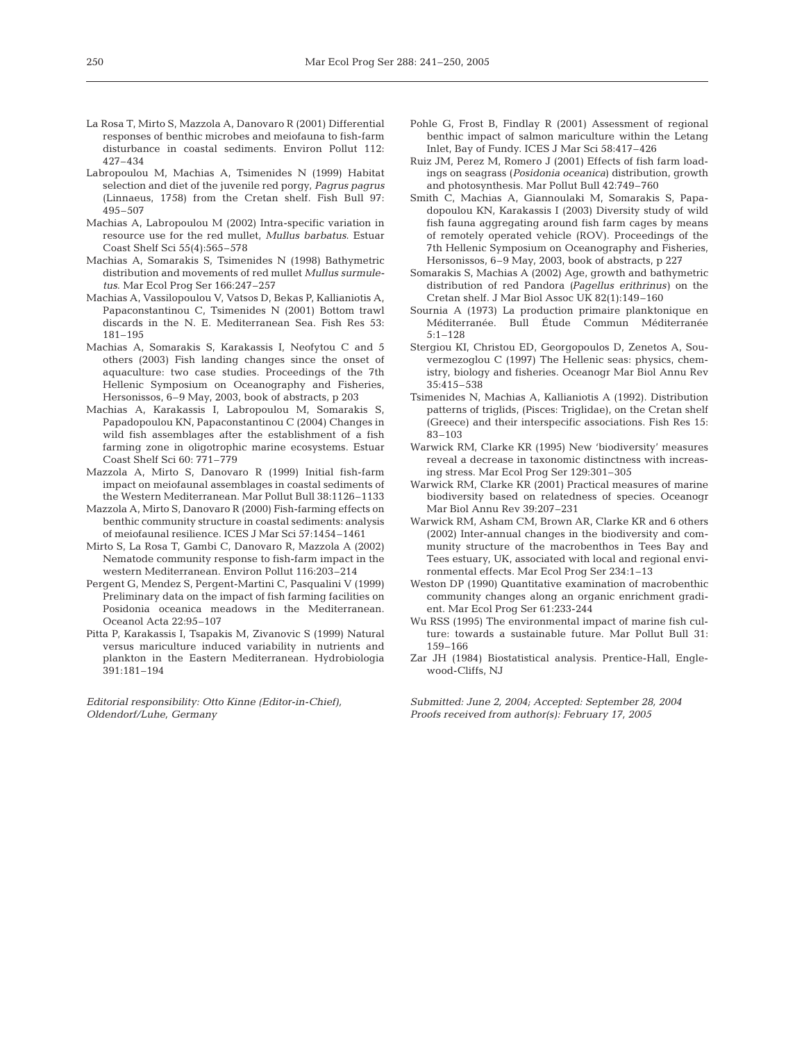La Rosa T, Mirto S, Mazzola A, Danovaro R (2001) Differential responses of benthic microbes and meiofauna to fish-farm disturbance in coastal sediments. Environ Pollut 112: 427–434

Labropoulou M, Machias A, Tsimenides N (1999) Habitat selection and diet of the juvenile red porgy, *Pagrus pagrus* (Linnaeus, 1758) from the Cretan shelf. Fish Bull 97: 495–507

Machias A, Labropoulou M (2002) Intra-specific variation in resource use for the red mullet, *Mullus barbatus*. Estuar Coast Shelf Sci 55(4):565–578

Machias A, Somarakis S, Tsimenides N (1998) Bathymetric distribution and movements of red mullet *Mullus surmuletus*. Mar Ecol Prog Ser 166:247–257

Machias A, Vassilopoulou V, Vatsos D, Bekas P, Kallianiotis A, Papaconstantinou C, Tsimenides N (2001) Bottom trawl discards in the N. E. Mediterranean Sea. Fish Res 53: 181–195

Machias A, Somarakis S, Karakassis I, Neofytou C and 5 others (2003) Fish landing changes since the onset of aquaculture: two case studies. Proceedings of the 7th Hellenic Symposium on Oceanography and Fisheries, Hersonissos, 6–9 May, 2003, book of abstracts, p 203

Machias A, Karakassis I, Labropoulou M, Somarakis S, Papadopoulou KN, Papaconstantinou C (2004) Changes in wild fish assemblages after the establishment of a fish farming zone in oligotrophic marine ecosystems. Estuar Coast Shelf Sci 60: 771–779

Mazzola A, Mirto S, Danovaro R (1999) Initial fish-farm impact on meiofaunal assemblages in coastal sediments of the Western Mediterranean. Mar Pollut Bull 38:1126–1133

Mazzola A, Mirto S, Danovaro R (2000) Fish-farming effects on benthic community structure in coastal sediments: analysis of meiofaunal resilience. ICES J Mar Sci 57:1454–1461

Mirto S, La Rosa T, Gambi C, Danovaro R, Mazzola A (2002) Nematode community response to fish-farm impact in the western Mediterranean. Environ Pollut 116:203–214

Pergent G, Mendez S, Pergent-Martini C, Pasqualini V (1999) Preliminary data on the impact of fish farming facilities on Posidonia oceanica meadows in the Mediterranean. Oceanol Acta 22:95–107

Pitta P, Karakassis I, Tsapakis M, Zivanovic S (1999) Natural versus mariculture induced variability in nutrients and plankton in the Eastern Mediterranean. Hydrobiologia 391:181–194

Pohle G, Frost B, Findlay R (2001) Assessment of regional benthic impact of salmon mariculture within the Letang Inlet, Bay of Fundy. ICES J Mar Sci 58:417–426

Ruiz JM, Perez M, Romero J (2001) Effects of fish farm loadings on seagrass (*Posidonia oceanica*) distribution, growth and photosynthesis. Mar Pollut Bull 42:749–760

Smith C, Machias A, Giannoulaki M, Somarakis S, Papadopoulou KN, Karakassis I (2003) Diversity study of wild fish fauna aggregating around fish farm cages by means of remotely operated vehicle (ROV). Proceedings of the 7th Hellenic Symposium on Oceanography and Fisheries, Hersonissos, 6–9 May, 2003, book of abstracts, p 227

Somarakis S, Machias A (2002) Age, growth and bathymetric distribution of red Pandora (*Pagellus erithrinus*) on the Cretan shelf. J Mar Biol Assoc UK 82(1):149–160

Sournia A (1973) La production primaire planktonique en Méditerranée. Bull Étude Commun Méditerranée 5:1–128

Stergiou KI, Christou ED, Georgopoulos D, Zenetos A, Souvermezoglou C (1997) The Hellenic seas: physics, chemistry, biology and fisheries. Oceanogr Mar Biol Annu Rev 35:415–538

Tsimenides N, Machias A, Kallianiotis A (1992). Distribution patterns of triglids, (Pisces: Triglidae), on the Cretan shelf (Greece) and their interspecific associations. Fish Res 15: 83–103

Warwick RM, Clarke KR (1995) New 'biodiversity' measures reveal a decrease in taxonomic distinctness with increasing stress. Mar Ecol Prog Ser 129:301–305

Warwick RM, Clarke KR (2001) Practical measures of marine biodiversity based on relatedness of species. Oceanogr Mar Biol Annu Rev 39:207–231

Warwick RM, Asham CM, Brown AR, Clarke KR and 6 others (2002) Inter-annual changes in the biodiversity and community structure of the macrobenthos in Tees Bay and Tees estuary, UK, associated with local and regional environmental effects. Mar Ecol Prog Ser 234:1–13

Weston DP (1990) Quantitative examination of macrobenthic community changes along an organic enrichment gradient. Mar Ecol Prog Ser 61:233-244

Wu RSS (1995) The environmental impact of marine fish culture: towards a sustainable future. Mar Pollut Bull 31: 159–166

Zar JH (1984) Biostatistical analysis. Prentice-Hall, Englewood-Cliffs, NJ

*Editorial responsibility: Otto Kinne (Editor-in-Chief), Oldendorf/Luhe, Germany*

*Submitted: June 2, 2004; Accepted: September 28, 2004*
*Proofs received from author(s): February 17, 2005*